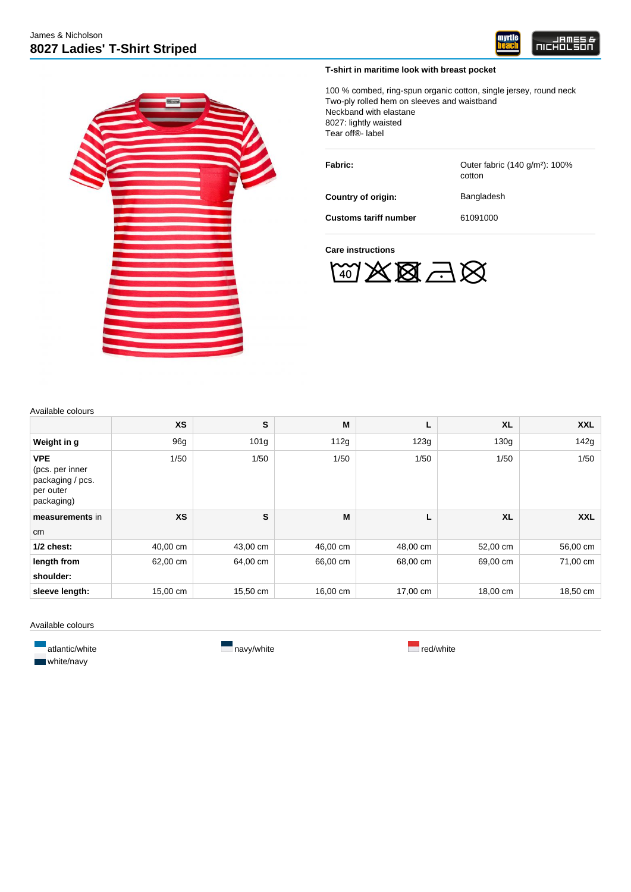James & Nicholson

# 8027 Ladies' T-Shirt Striped

**T-shirt in maritime look with breast pocket**

100 % combed, ring-spun organic cotton, single jersey, round neck
Two-ply rolled hem on sleeves and waistband
Neckband with elastane
8027: lightly waisted
Tear off®- label

| | |
|---|---|
| **Fabric:** | Outer fabric (140 g/m²): 100% cotton |
| **Country of origin:** | Bangladesh |
| **Customs tariff number** | 61091000 |

**Care instructions**

Available colours

| | XS | S | M | L | XL | XXL |
|---|---|---|---|---|---|---|
| **Weight in g** | 96g | 101g | 112g | 123g | 130g | 142g |
| **VPE** (pcs. per inner packaging / pcs. per outer packaging) | 1/50 | 1/50 | 1/50 | 1/50 | 1/50 | 1/50 |
| **measurements** in cm | **XS** | **S** | **M** | **L** | **XL** | **XXL** |
| **1/2 chest:** | 40,00 cm | 43,00 cm | 46,00 cm | 48,00 cm | 52,00 cm | 56,00 cm |
| **length from shoulder:** | 62,00 cm | 64,00 cm | 66,00 cm | 68,00 cm | 69,00 cm | 71,00 cm |
| **sleeve length:** | 15,00 cm | 15,50 cm | 16,00 cm | 17,00 cm | 18,00 cm | 18,50 cm |

Available colours

- atlantic/white
- navy/white
- red/white
- white/navy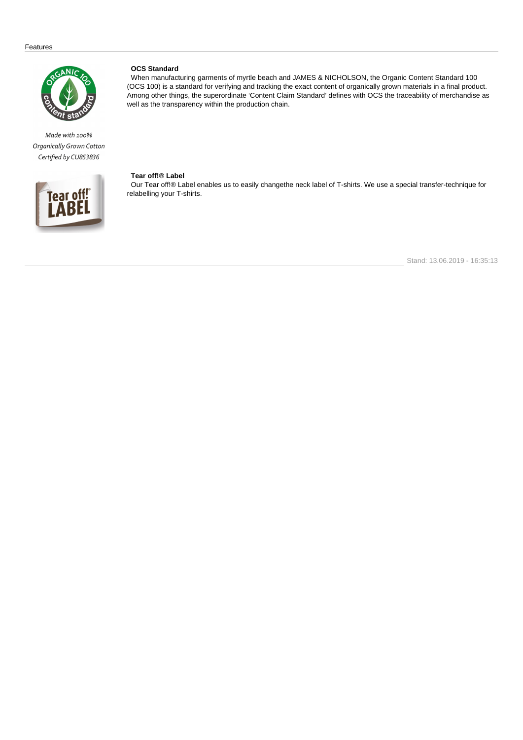Features

*Made with 100%*
*Organically Grown Cotton*
*Certified by CU853836*

**OCS Standard**

When manufacturing garments of myrtle beach and JAMES & NICHOLSON, the Organic Content Standard 100 (OCS 100) is a standard for verifying and tracking the exact content of organically grown materials in a final product. Among other things, the superordinate 'Content Claim Standard' defines with OCS the traceability of merchandise as well as the transparency within the production chain.

**Tear off!® Label**

Our Tear off!® Label enables us to easily changethe neck label of T-shirts. We use a special transfer-technique for relabelling your T-shirts.

Stand: 13.06.2019 - 16:35:13